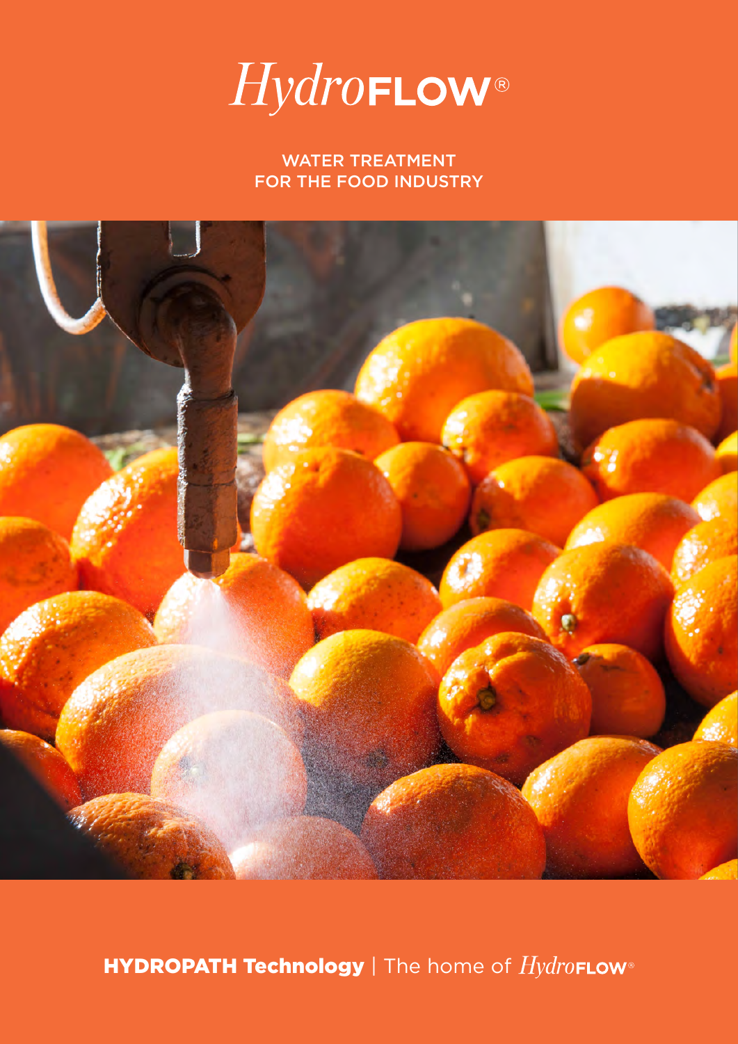# *Hydro*FLOW®

WATER TREATMENT
FOR THE FOOD INDUSTRY

**HYDROPATH Technology** | The home of *Hydro*FLOW®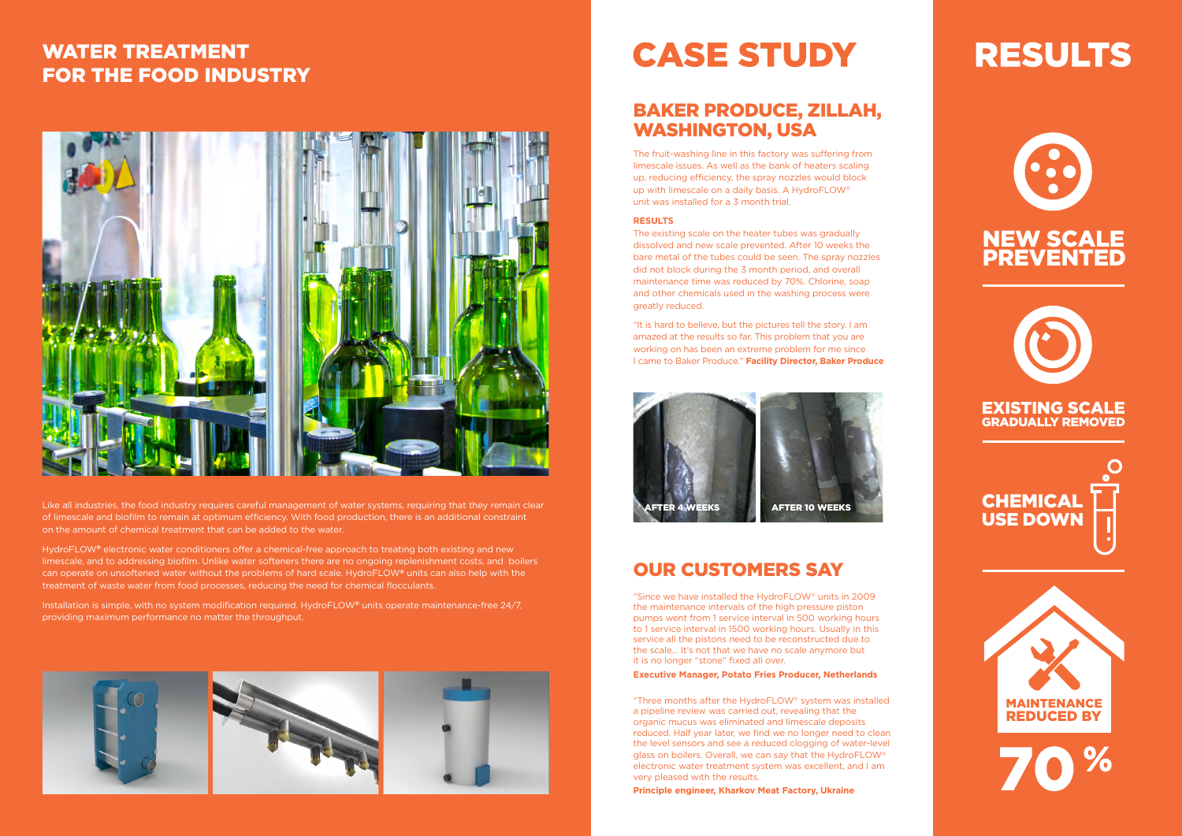## WATER TREATMENT FOR THE FOOD INDUSTRY

Like all industries, the food industry requires careful management of water systems, requiring that they remain clear of limescale and biofilm to remain at optimum efficiency. With food production, there is an additional constraint on the amount of chemical treatment that can be added to the water.

HydroFLOW® electronic water conditioners offer a chemical-free approach to treating both existing and new limescale, and to addressing biofilm. Unlike water softeners there are no ongoing replenishment costs, and boilers can operate on unsoftened water without the problems of hard scale. HydroFLOW® units can also help with the treatment of waste water from food processes, reducing the need for chemical flocculants.

Installation is simple, with no system modification required. HydroFLOW® units operate maintenance-free 24/7, providing maximum performance no matter the throughput.

# CASE STUDY

## BAKER PRODUCE, ZILLAH, WASHINGTON, USA

The fruit-washing line in this factory was suffering from limescale issues. As well as the bank of heaters scaling up, reducing efficiency, the spray nozzles would block up with limescale on a daily basis. A HydroFLOW® unit was installed for a 3 month trial.

**RESULTS**

The existing scale on the heater tubes was gradually dissolved and new scale prevented. After 10 weeks the bare metal of the tubes could be seen. The spray nozzles did not block during the 3 month period, and overall maintenance time was reduced by 70%. Chlorine, soap and other chemicals used in the washing process were greatly reduced.

"It is hard to believe, but the pictures tell the story. I am amazed at the results so far. This problem that you are working on has been an extreme problem for me since I came to Baker Produce." **Facility Director, Baker Produce**

AFTER 4 WEEKS

AFTER 10 WEEKS

## OUR CUSTOMERS SAY

"Since we have installed the HydroFLOW® units in 2009 the maintenance intervals of the high pressure piston pumps went from 1 service interval in 500 working hours to 1 service interval in 1500 working hours. Usually in this service all the pistons need to be reconstructed due to the scale... It's not that we have no scale anymore but it is no longer "stone" fixed all over.

**Executive Manager, Potato Fries Producer, Netherlands**

"Three months after the HydroFLOW® system was installed a pipeline review was carried out, revealing that the organic mucus was eliminated and limescale deposits reduced. Half year later, we find we no longer need to clean the level sensors and see a reduced clogging of water-level glass on boilers. Overall, we can say that the HydroFLOW® electronic water treatment system was excellent, and I am very pleased with the results.

**Principle engineer, Kharkov Meat Factory, Ukraine**

# RESULTS

NEW SCALE PREVENTED

EXISTING SCALE GRADUALLY REMOVED

CHEMICAL USE DOWN

MAINTENANCE REDUCED BY 70%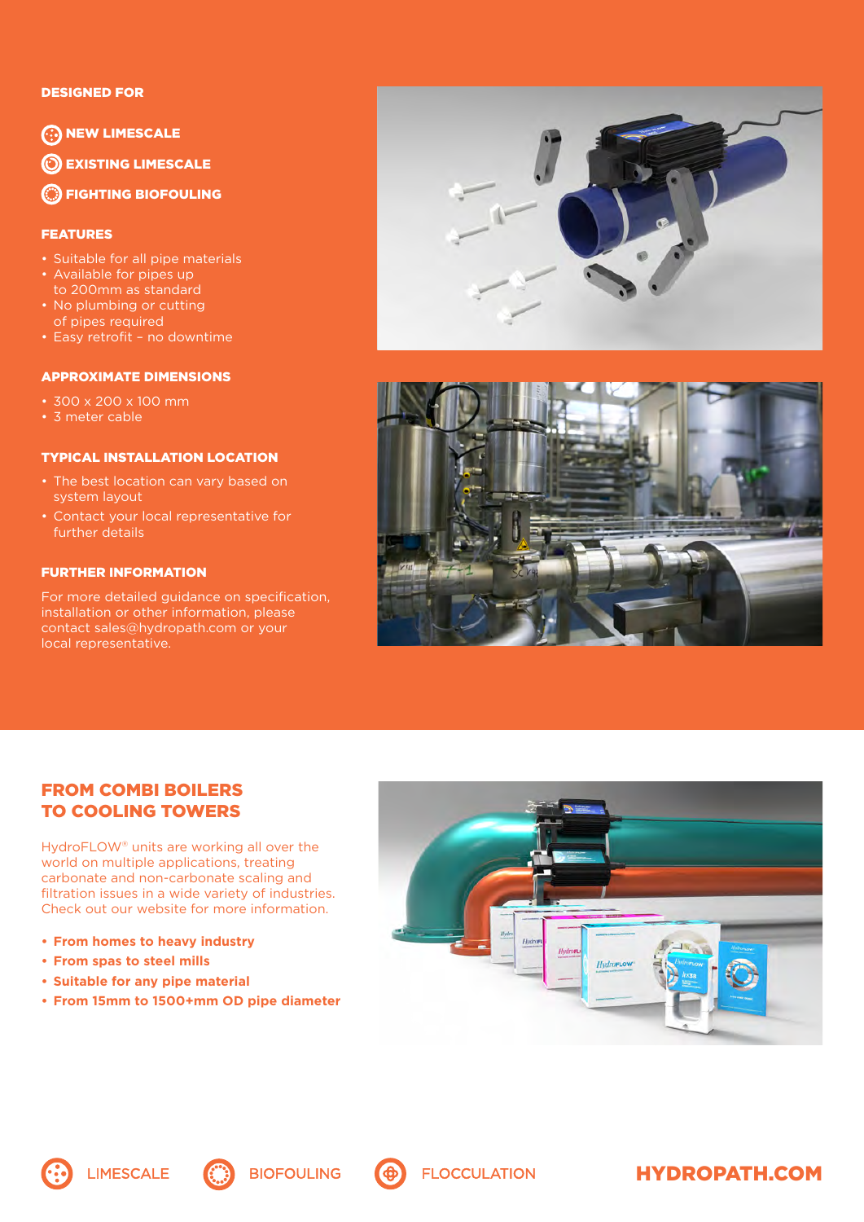## DESIGNED FOR

- NEW LIMESCALE
- EXISTING LIMESCALE
- FIGHTING BIOFOULING

## FEATURES

- Suitable for all pipe materials
- Available for pipes up to 200mm as standard
- No plumbing or cutting of pipes required
- Easy retrofit – no downtime

## APPROXIMATE DIMENSIONS

- 300 x 200 x 100 mm
- 3 meter cable

## TYPICAL INSTALLATION LOCATION

- The best location can vary based on system layout
- Contact your local representative for further details

## FURTHER INFORMATION

For more detailed guidance on specification, installation or other information, please contact sales@hydropath.com or your local representative.

## FROM COMBI BOILERS TO COOLING TOWERS

HydroFLOW® units are working all over the world on multiple applications, treating carbonate and non-carbonate scaling and filtration issues in a wide variety of industries. Check out our website for more information.

- **From homes to heavy industry**
- **From spas to steel mills**
- **Suitable for any pipe material**
- **From 15mm to 1500+mm OD pipe diameter**

LIMESCALE BIOFOULING FLOCCULATION

**HYDROPATH.COM**